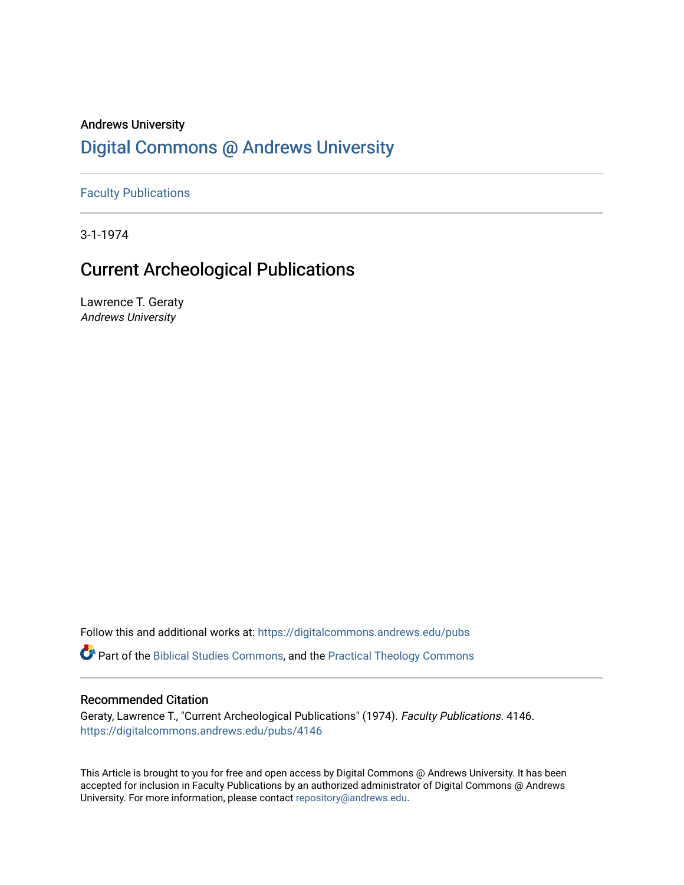Andrews University

# Digital Commons @ Andrews University

Faculty Publications

3-1-1974

## Current Archeological Publications

Lawrence T. Geraty
*Andrews University*

Follow this and additional works at: https://digitalcommons.andrews.edu/pubs

Part of the Biblical Studies Commons, and the Practical Theology Commons

### Recommended Citation

Geraty, Lawrence T., "Current Archeological Publications" (1974). *Faculty Publications*. 4146.
https://digitalcommons.andrews.edu/pubs/4146

This Article is brought to you for free and open access by Digital Commons @ Andrews University. It has been accepted for inclusion in Faculty Publications by an authorized administrator of Digital Commons @ Andrews University. For more information, please contact repository@andrews.edu.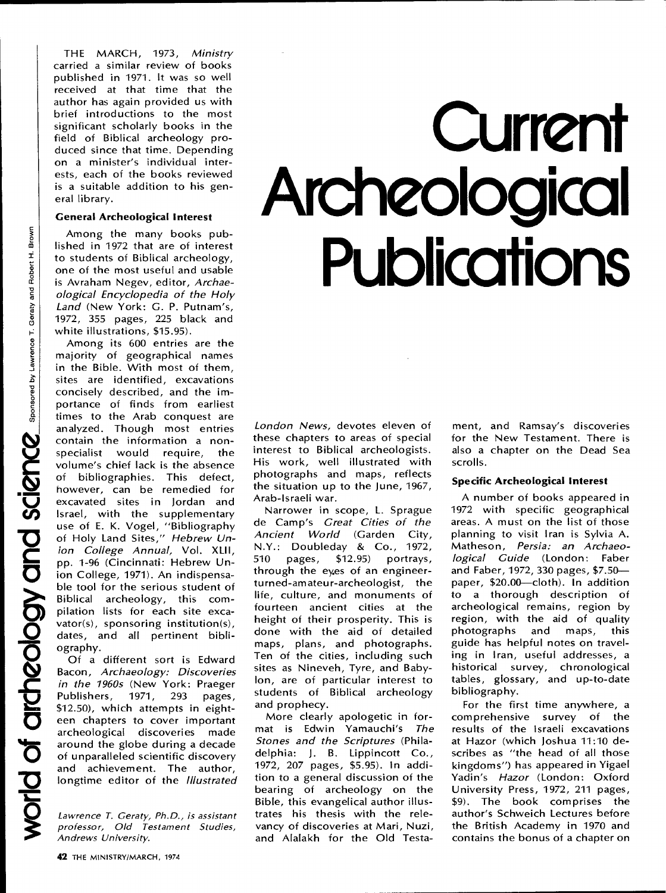›# Current Archeological Publications

THE MARCH, 1973, *Ministry* carried a similar review of books published in 1971. It was so well received at that time that the author has again provided us with brief introductions to the most significant scholarly books in the field of Biblical archeology produced since that time. Depending on a minister's individual interests, each of the books reviewed is a suitable addition to his general library.

### General Archeological Interest

Among the many books published in 1972 that are of interest to students of Biblical archeology, one of the most useful and usable is Avraham Negev, editor, *Archaeological Encyclopedia of the Holy Land* (New York: G. P. Putnam's, 1972, 355 pages, 225 black and white illustrations, $15.95).

Among its 600 entries are the majority of geographical names in the Bible. With most of them, sites are identified, excavations concisely described, and the importance of finds from earliest times to the Arab conquest are analyzed. Though most entries contain the information a nonspecialist would require, the volume's chief lack is the absence of bibliographies. This defect, however, can be remedied for excavated sites in Jordan and Israel, with the supplementary use of E. K. Vogel, "Bibliography of Holy Land Sites," *Hebrew Union College Annual,* Vol. XLII, pp. 1-96 (Cincinnati: Hebrew Union College, 1971). An indispensable tool for the serious student of Biblical archeology, this compilation lists for each site excavator(s), sponsoring institution(s), dates, and all pertinent bibliography.

Of a different sort is Edward Bacon, *Archaeology: Discoveries in the 1960s* (New York: Praeger Publishers, 1971, 293 pages, $12.50), which attempts in eighteen chapters to cover important archeological discoveries made around the globe during a decade of unparalleled scientific discovery and achievement. The author, longtime editor of the *Illustrated London News,* devotes eleven of these chapters to areas of special interest to Biblical archeologists. His work, well illustrated with photographs and maps, reflects the situation up to the June, 1967, Arab-Israeli war.

Narrower in scope, L. Sprague de Camp's *Great Cities of the Ancient World* (Garden City, N.Y.: Doubleday & Co., 1972, 510 pages, $12.95) portrays, through the eyes of an engineer-turned-amateur-archeologist, the life, culture, and monuments of fourteen ancient cities at the height of their prosperity. This is done with the aid of detailed maps, plans, and photographs. Ten of the cities, including such sites as Nineveh, Tyre, and Babylon, are of particular interest to students of Biblical archeology and prophecy.

More clearly apologetic in format is Edwin Yamauchi's *The Stones and the Scriptures* (Philadelphia: J. B. Lippincott Co., 1972, 207 pages, $5.95). In addition to a general discussion of the bearing of archeology on the Bible, this evangelical author illustrates his thesis with the relevancy of discoveries at Mari, Nuzi, and Alalakh for the Old Testament, and Ramsay's discoveries for the New Testament. There is also a chapter on the Dead Sea scrolls.

### Specific Archeological Interest

A number of books appeared in 1972 with specific geographical areas. A must on the list of those planning to visit Iran is Sylvia A. Matheson, *Persia: an Archaeological Guide* (London: Faber and Faber, 1972, 330 pages, $7.50—paper, $20.00—cloth). In addition to a thorough description of archeological remains, region by region, with the aid of quality photographs and maps, this guide has helpful notes on traveling in Iran, useful addresses, a historical survey, chronological tables, glossary, and up-to-date bibliography.

For the first time anywhere, a comprehensive survey of the results of the Israeli excavations at Hazor (which Joshua 11:10 describes as "the head of all those kingdoms") has appeared in Yigael Yadin's *Hazor* (London: Oxford University Press, 1972, 211 pages, $9). The book comprises the author's Schweich Lectures before the British Academy in 1970 and contains the bonus of a chapter on

*Lawrence T. Geraty, Ph.D., is assistant professor, Old Testament Studies, Andrews University.*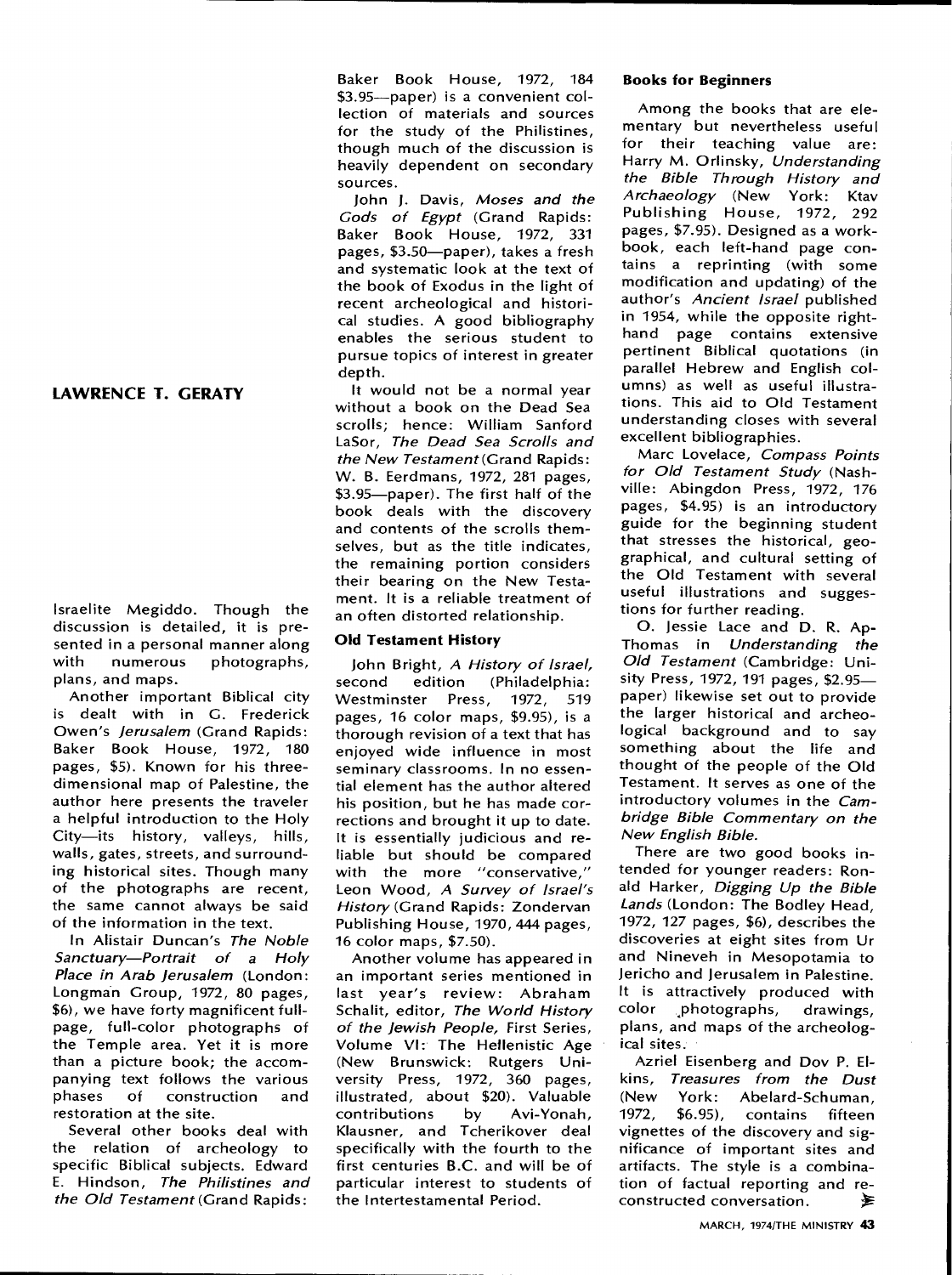**LAWRENCE T. GERATY**

Israelite Megiddo. Though the discussion is detailed, it is presented in a personal manner along with numerous photographs, plans, and maps.

Another important Biblical city is dealt with in G. Frederick Owen's *Jerusalem* (Grand Rapids: Baker Book House, 1972, 180 pages, $5). Known for his three-dimensional map of Palestine, the author here presents the traveler a helpful introduction to the Holy City—its history, valleys, hills, walls, gates, streets, and surrounding historical sites. Though many of the photographs are recent, the same cannot always be said of the information in the text.

In Alistair Duncan's *The Noble Sanctuary—Portrait of a Holy Place in Arab Jerusalem* (London: Longman Group, 1972, 80 pages, $6), we have forty magnificent full-page, full-color photographs of the Temple area. Yet it is more than a picture book; the accompanying text follows the various phases of construction and restoration at the site.

Several other books deal with the relation of archeology to specific Biblical subjects. Edward E. Hindson, *The Philistines and the Old Testament* (Grand Rapids: Baker Book House, 1972, 184 $3.95—paper) is a convenient collection of materials and sources for the study of the Philistines, though much of the discussion is heavily dependent on secondary sources.

John J. Davis, *Moses and the Gods of Egypt* (Grand Rapids: Baker Book House, 1972, 331 pages, $3.50—paper), takes a fresh and systematic look at the text of the book of Exodus in the light of recent archeological and historical studies. A good bibliography enables the serious student to pursue topics of interest in greater depth.

It would not be a normal year without a book on the Dead Sea scrolls; hence: William Sanford LaSor, *The Dead Sea Scrolls and the New Testament* (Grand Rapids: W. B. Eerdmans, 1972, 281 pages, $3.95—paper). The first half of the book deals with the discovery and contents of the scrolls themselves, but as the title indicates, the remaining portion considers their bearing on the New Testament. It is a reliable treatment of an often distorted relationship.

## Old Testament History

John Bright, *A History of Israel*, second edition (Philadelphia: Westminster Press, 1972, 519 pages, 16 color maps, $9.95), is a thorough revision of a text that has enjoyed wide influence in most seminary classrooms. In no essential element has the author altered his position, but he has made corrections and brought it up to date. It is essentially judicious and reliable but should be compared with the more "conservative," Leon Wood, *A Survey of Israel's History* (Grand Rapids: Zondervan Publishing House, 1970, 444 pages, 16 color maps, $7.50).

Another volume has appeared in an important series mentioned in last year's review: Abraham Schalit, editor, *The World History of the Jewish People*, First Series, Volume VI: The Hellenistic Age (New Brunswick: Rutgers University Press, 1972, 360 pages, illustrated, about $20). Valuable contributions by Avi-Yonah, Klausner, and Tcherikover deal specifically with the fourth to the first centuries B.C. and will be of particular interest to students of the Intertestamental Period.

## Books for Beginners

Among the books that are elementary but nevertheless useful for their teaching value are: Harry M. Orlinsky, *Understanding the Bible Through History and Archaeology* (New York: Ktav Publishing House, 1972, 292 pages, $7.95). Designed as a workbook, each left-hand page contains a reprinting (with some modification and updating) of the author's *Ancient Israel* published in 1954, while the opposite right-hand page contains extensive pertinent Biblical quotations (in parallel Hebrew and English columns) as well as useful illustrations. This aid to Old Testament understanding closes with several excellent bibliographies.

Marc Lovelace, *Compass Points for Old Testament Study* (Nashville: Abingdon Press, 1972, 176 pages, $4.95) is an introductory guide for the beginning student that stresses the historical, geographical, and cultural setting of the Old Testament with several useful illustrations and suggestions for further reading.

O. Jessie Lace and D. R. Ap-Thomas in *Understanding the Old Testament* (Cambridge: University Press, 1972, 191 pages, $2.95—paper) likewise set out to provide the larger historical and archeological background and to say something about the life and thought of the people of the Old Testament. It serves as one of the introductory volumes in the *Cambridge Bible Commentary on the New English Bible.*

There are two good books intended for younger readers: Ronald Harker, *Digging Up the Bible Lands* (London: The Bodley Head, 1972, 127 pages, $6), describes the discoveries at eight sites from Ur and Nineveh in Mesopotamia to Jericho and Jerusalem in Palestine. It is attractively produced with color photographs, drawings, plans, and maps of the archeological sites.

Azriel Eisenberg and Dov P. Elkins, *Treasures from the Dust* (New York: Abelard-Schuman, 1972, $6.95), contains fifteen vignettes of the discovery and significance of important sites and artifacts. The style is a combination of factual reporting and reconstructed conversation.